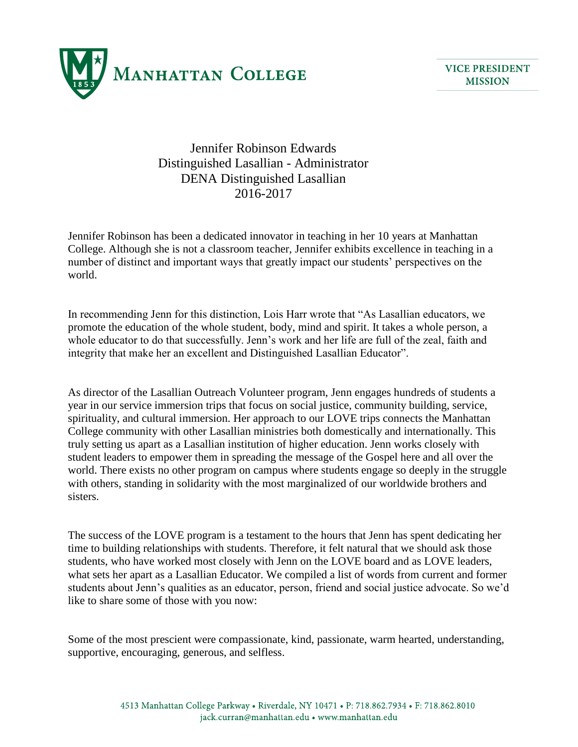MANHATTAN COLLEGE

VICE PRESIDENT
MISSION

# Jennifer Robinson Edwards
## Distinguished Lasallian - Administrator
## DENA Distinguished Lasallian
## 2016-2017

Jennifer Robinson has been a dedicated innovator in teaching in her 10 years at Manhattan College. Although she is not a classroom teacher, Jennifer exhibits excellence in teaching in a number of distinct and important ways that greatly impact our students' perspectives on the world.

In recommending Jenn for this distinction, Lois Harr wrote that "As Lasallian educators, we promote the education of the whole student, body, mind and spirit. It takes a whole person, a whole educator to do that successfully. Jenn's work and her life are full of the zeal, faith and integrity that make her an excellent and Distinguished Lasallian Educator".

As director of the Lasallian Outreach Volunteer program, Jenn engages hundreds of students a year in our service immersion trips that focus on social justice, community building, service, spirituality, and cultural immersion. Her approach to our LOVE trips connects the Manhattan College community with other Lasallian ministries both domestically and internationally. This truly setting us apart as a Lasallian institution of higher education. Jenn works closely with student leaders to empower them in spreading the message of the Gospel here and all over the world. There exists no other program on campus where students engage so deeply in the struggle with others, standing in solidarity with the most marginalized of our worldwide brothers and sisters.

The success of the LOVE program is a testament to the hours that Jenn has spent dedicating her time to building relationships with students. Therefore, it felt natural that we should ask those students, who have worked most closely with Jenn on the LOVE board and as LOVE leaders, what sets her apart as a Lasallian Educator. We compiled a list of words from current and former students about Jenn's qualities as an educator, person, friend and social justice advocate. So we'd like to share some of those with you now:

Some of the most prescient were compassionate, kind, passionate, warm hearted, understanding, supportive, encouraging, generous, and selfless.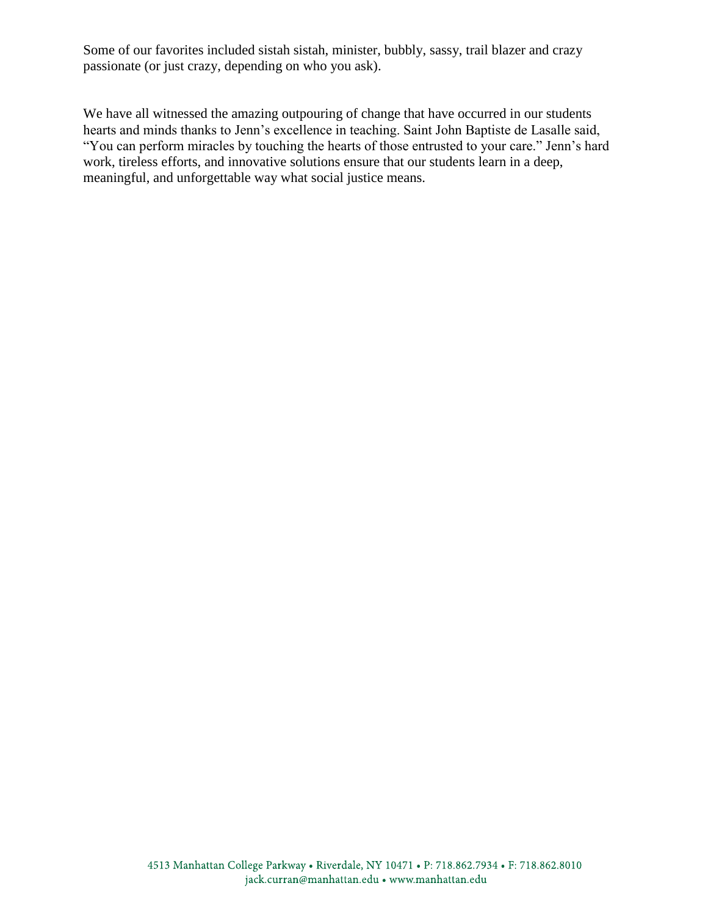Some of our favorites included sistah sistah, minister, bubbly, sassy, trail blazer and crazy passionate (or just crazy, depending on who you ask).

We have all witnessed the amazing outpouring of change that have occurred in our students hearts and minds thanks to Jenn's excellence in teaching. Saint John Baptiste de Lasalle said, "You can perform miracles by touching the hearts of those entrusted to your care." Jenn's hard work, tireless efforts, and innovative solutions ensure that our students learn in a deep, meaningful, and unforgettable way what social justice means.